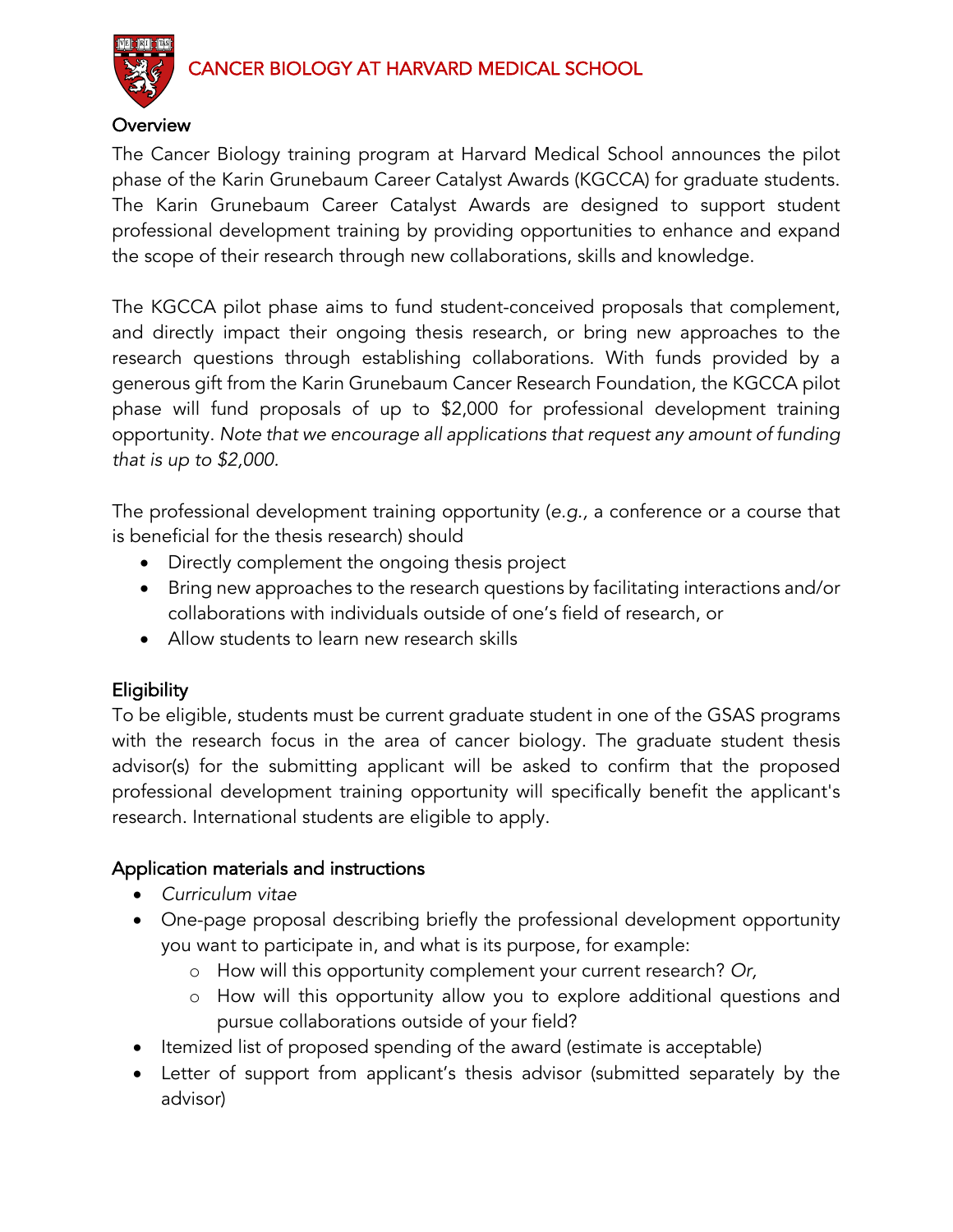# CANCER BIOLOGY AT HARVARD MEDICAL SCHOOL

## Overview

The Cancer Biology training program at Harvard Medical School announces the pilot phase of the Karin Grunebaum Career Catalyst Awards (KGCCA) for graduate students. The Karin Grunebaum Career Catalyst Awards are designed to support student professional development training by providing opportunities to enhance and expand the scope of their research through new collaborations, skills and knowledge.

The KGCCA pilot phase aims to fund student-conceived proposals that complement, and directly impact their ongoing thesis research, or bring new approaches to the research questions through establishing collaborations. With funds provided by a generous gift from the Karin Grunebaum Cancer Research Foundation, the KGCCA pilot phase will fund proposals of up to $2,000 for professional development training opportunity. *Note that we encourage all applications that request any amount of funding that is up to $2,000.*

The professional development training opportunity (*e.g.,* a conference or a course that is beneficial for the thesis research) should

- Directly complement the ongoing thesis project
- Bring new approaches to the research questions by facilitating interactions and/or collaborations with individuals outside of one's field of research, or
- Allow students to learn new research skills

## Eligibility

To be eligible, students must be current graduate student in one of the GSAS programs with the research focus in the area of cancer biology. The graduate student thesis advisor(s) for the submitting applicant will be asked to confirm that the proposed professional development training opportunity will specifically benefit the applicant's research. International students are eligible to apply.

## Application materials and instructions

- *Curriculum vitae*
- One-page proposal describing briefly the professional development opportunity you want to participate in, and what is its purpose, for example:
  - How will this opportunity complement your current research? *Or,*
  - How will this opportunity allow you to explore additional questions and pursue collaborations outside of your field?
- Itemized list of proposed spending of the award (estimate is acceptable)
- Letter of support from applicant's thesis advisor (submitted separately by the advisor)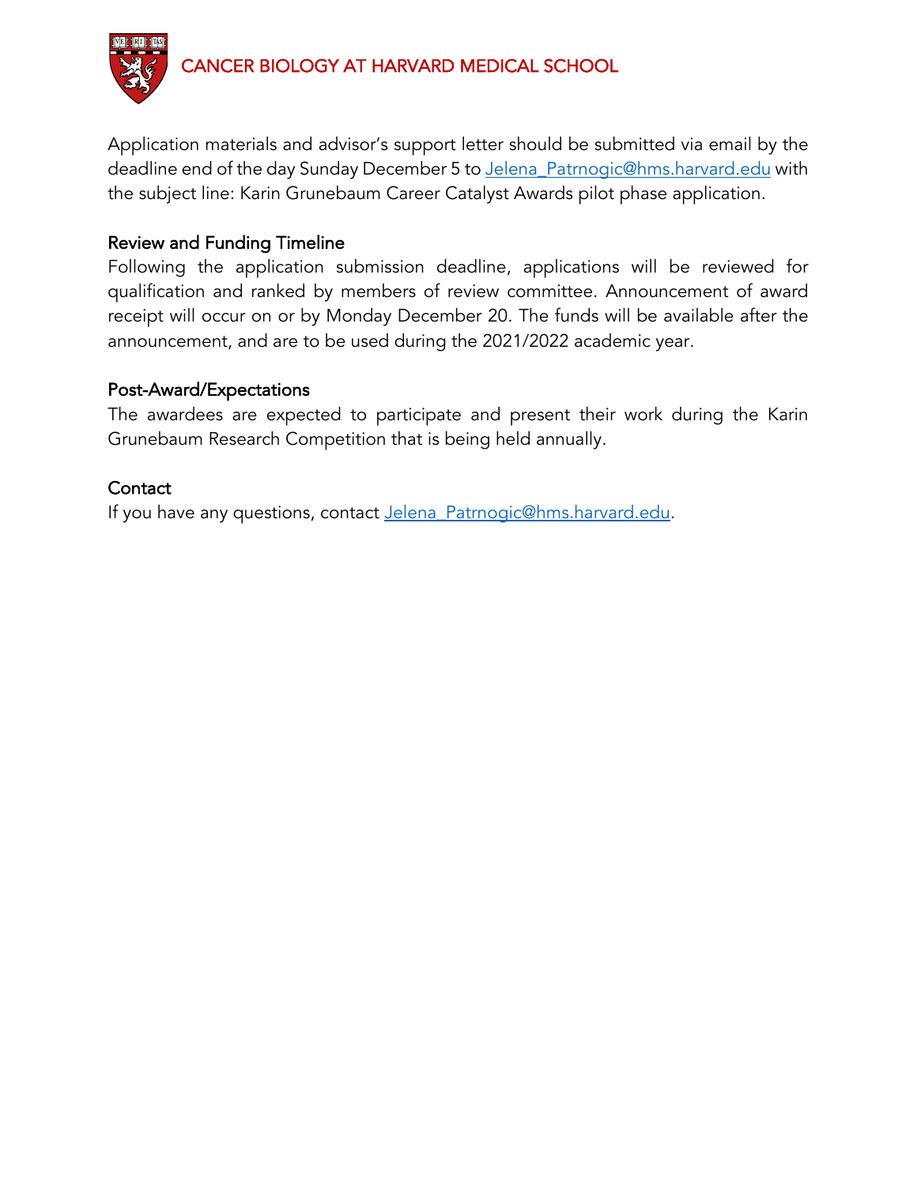Application materials and advisor's support letter should be submitted via email by the deadline end of the day Sunday December 5 to Jelena_Patrnogic@hms.harvard.edu with the subject line: Karin Grunebaum Career Catalyst Awards pilot phase application.

## Review and Funding Timeline

Following the application submission deadline, applications will be reviewed for qualification and ranked by members of review committee. Announcement of award receipt will occur on or by Monday December 20. The funds will be available after the announcement, and are to be used during the 2021/2022 academic year.

## Post-Award/Expectations

The awardees are expected to participate and present their work during the Karin Grunebaum Research Competition that is being held annually.

## Contact

If you have any questions, contact Jelena_Patrnogic@hms.harvard.edu.